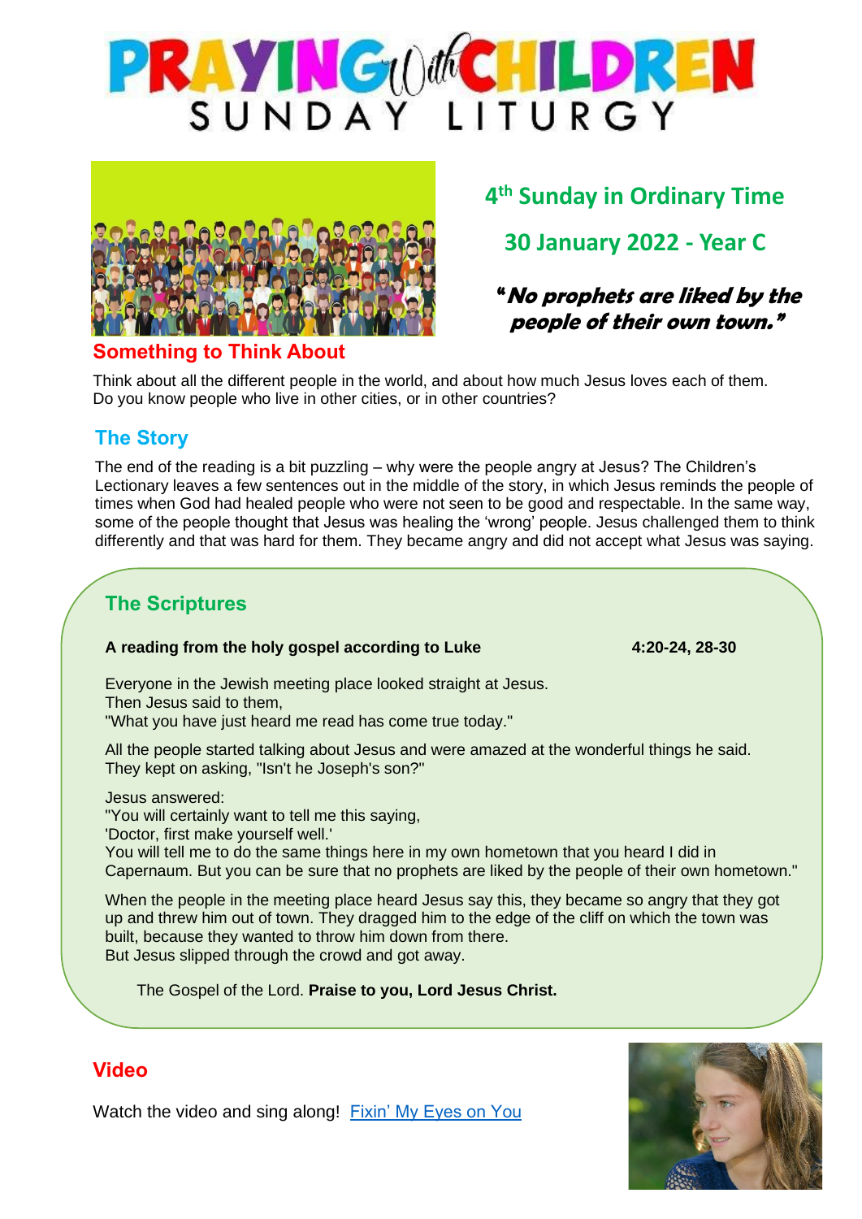# PRAYING with CHILDREN
## SUNDAY LITURGY

## 4th Sunday in Ordinary Time

## 30 January 2022 - Year C

***"No prophets are liked by the people of their own town."***

## Something to Think About

Think about all the different people in the world, and about how much Jesus loves each of them. Do you know people who live in other cities, or in other countries?

## The Story

The end of the reading is a bit puzzling – why were the people angry at Jesus? The Children's Lectionary leaves a few sentences out in the middle of the story, in which Jesus reminds the people of times when God had healed people who were not seen to be good and respectable. In the same way, some of the people thought that Jesus was healing the 'wrong' people. Jesus challenged them to think differently and that was hard for them. They became angry and did not accept what Jesus was saying.

## The Scriptures

**A reading from the holy gospel according to Luke 4:20-24, 28-30**

Everyone in the Jewish meeting place looked straight at Jesus.
Then Jesus said to them,
"What you have just heard me read has come true today."

All the people started talking about Jesus and were amazed at the wonderful things he said.
They kept on asking, "Isn't he Joseph's son?"

Jesus answered:
"You will certainly want to tell me this saying,
'Doctor, first make yourself well.'
You will tell me to do the same things here in my own hometown that you heard I did in Capernaum. But you can be sure that no prophets are liked by the people of their own hometown."

When the people in the meeting place heard Jesus say this, they became so angry that they got up and threw him out of town. They dragged him to the edge of the cliff on which the town was built, because they wanted to throw him down from there.
But Jesus slipped through the crowd and got away.

The Gospel of the Lord. **Praise to you, Lord Jesus Christ.**

## Video

Watch the video and sing along! Fixin' My Eyes on You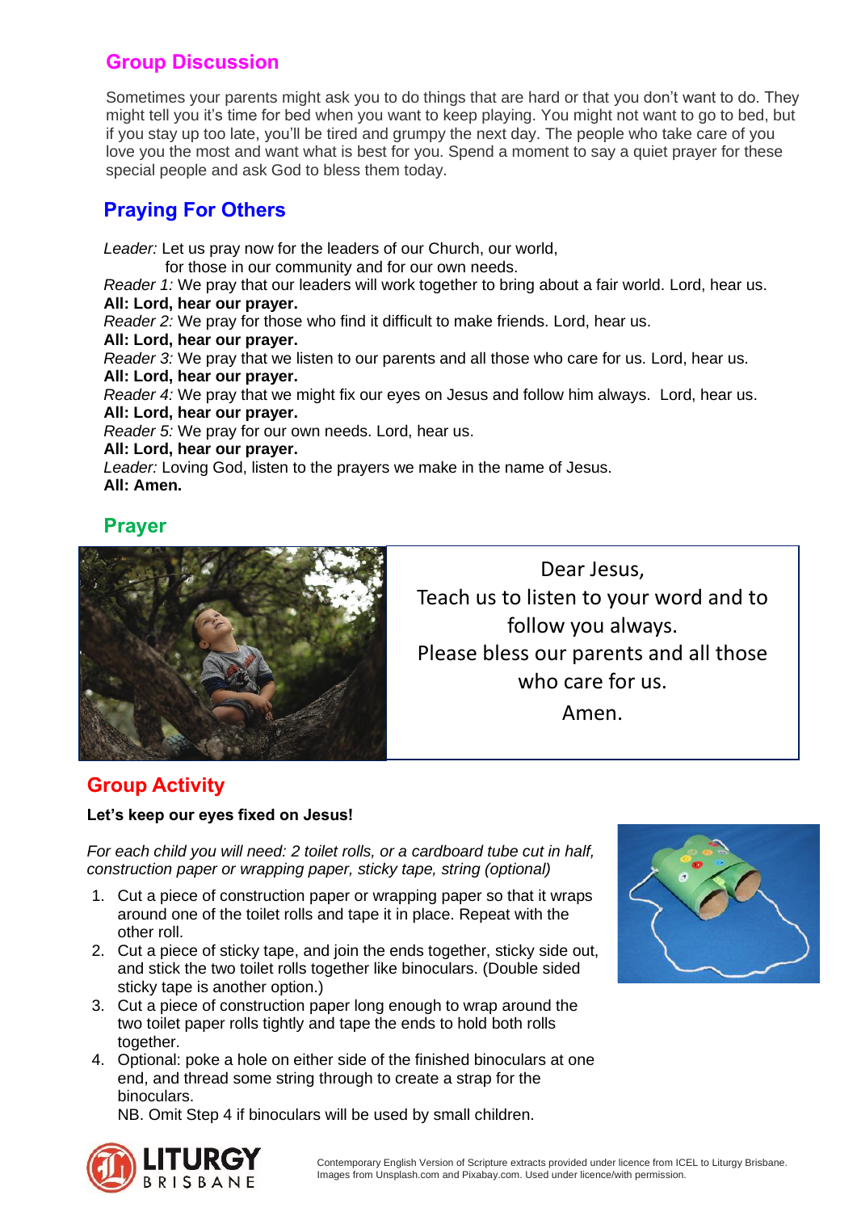## Group Discussion

Sometimes your parents might ask you to do things that are hard or that you don't want to do. They might tell you it's time for bed when you want to keep playing. You might not want to go to bed, but if you stay up too late, you'll be tired and grumpy the next day. The people who take care of you love you the most and want what is best for you. Spend a moment to say a quiet prayer for these special people and ask God to bless them today.

## Praying For Others

*Leader:* Let us pray now for the leaders of our Church, our world,
for those in our community and for our own needs.
*Reader 1:* We pray that our leaders will work together to bring about a fair world. Lord, hear us.
**All: Lord, hear our prayer.**
*Reader 2:* We pray for those who find it difficult to make friends. Lord, hear us.
**All: Lord, hear our prayer.**
*Reader 3:* We pray that we listen to our parents and all those who care for us. Lord, hear us.
**All: Lord, hear our prayer.**
*Reader 4:* We pray that we might fix our eyes on Jesus and follow him always. Lord, hear us.
**All: Lord, hear our prayer.**
*Reader 5:* We pray for our own needs. Lord, hear us.
**All: Lord, hear our prayer.**
*Leader:* Loving God, listen to the prayers we make in the name of Jesus.
**All: Amen.**

## Prayer

Dear Jesus,
Teach us to listen to your word and to follow you always.
Please bless our parents and all those who care for us.
Amen.

## Group Activity

**Let's keep our eyes fixed on Jesus!**

*For each child you will need: 2 toilet rolls, or a cardboard tube cut in half, construction paper or wrapping paper, sticky tape, string (optional)*

1. Cut a piece of construction paper or wrapping paper so that it wraps around one of the toilet rolls and tape it in place. Repeat with the other roll.
2. Cut a piece of sticky tape, and join the ends together, sticky side out, and stick the two toilet rolls together like binoculars. (Double sided sticky tape is another option.)
3. Cut a piece of construction paper long enough to wrap around the two toilet paper rolls tightly and tape the ends to hold both rolls together.
4. Optional: poke a hole on either side of the finished binoculars at one end, and thread some string through to create a strap for the binoculars.

   NB. Omit Step 4 if binoculars will be used by small children.

Contemporary English Version of Scripture extracts provided under licence from ICEL to Liturgy Brisbane.
Images from Unsplash.com and Pixabay.com. Used under licence/with permission.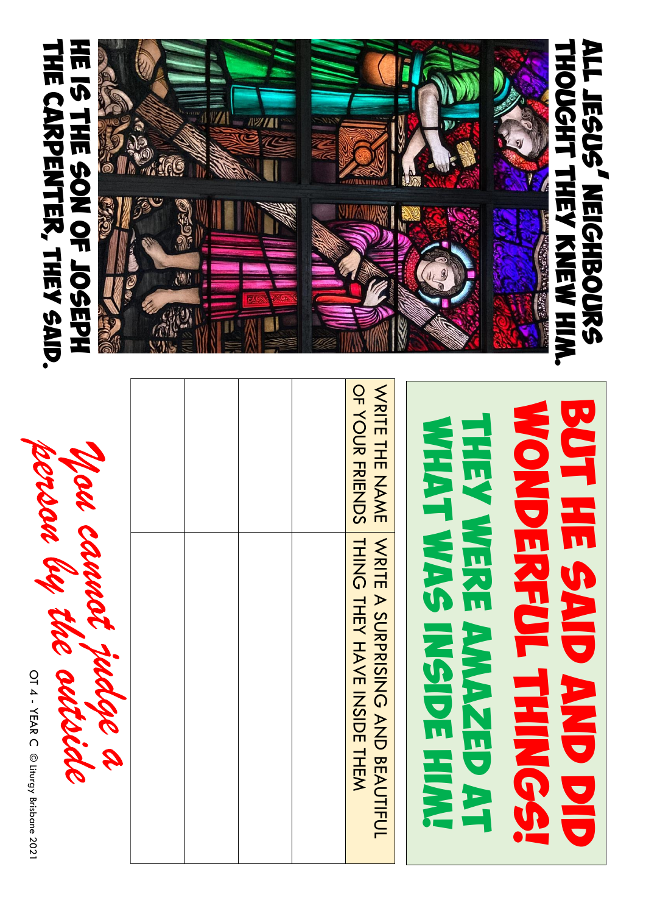# ALL JESUS' NEIGHBOURS THOUGHT THEY KNEW HIM.

# HE IS THE SON OF JOSEPH THE CARPENTER, THEY SAID.

# BUT HE SAID AND DID WONDERFUL THINGS!

# THEY WERE AMAZED AT WHAT WAS INSIDE HIM!

| WRITE THE NAME OF YOUR FRIENDS | WRITE A SURPRISING AND BEAUTIFUL THING THEY HAVE INSIDE THEM |
|---|---|
| | |
| | |
| | |
| | |

*You cannot judge a person by the outside*

OT 4 - YEAR C ©Liturgy Brisbane 2021